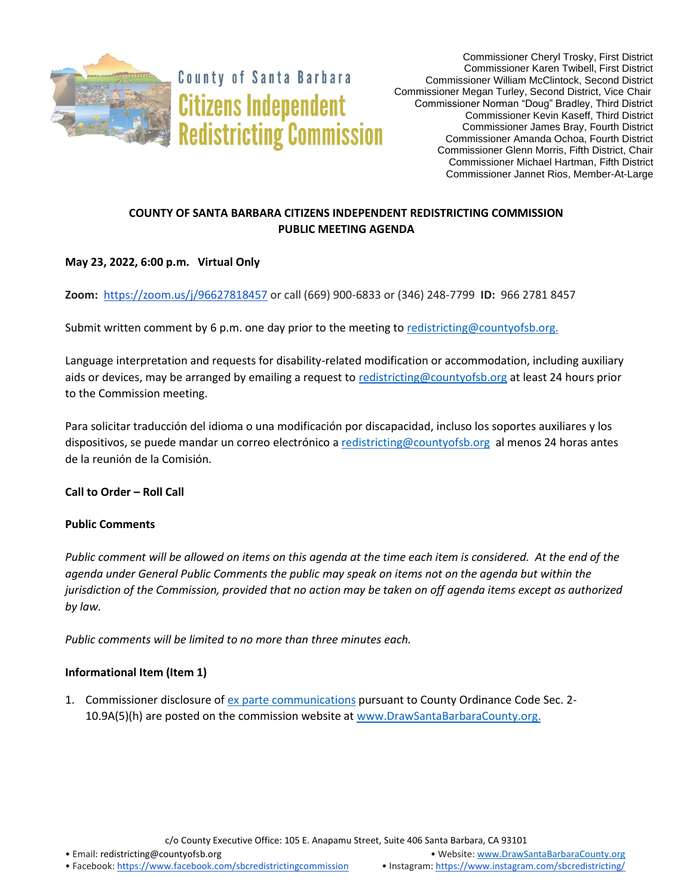County of Santa Barbara
Citizens Independent Redistricting Commission

Commissioner Cheryl Trosky, First District
Commissioner Karen Twibell, First District
Commissioner William McClintock, Second District
Commissioner Megan Turley, Second District, Vice Chair
Commissioner Norman "Doug" Bradley, Third District
Commissioner Kevin Kaseff, Third District
Commissioner James Bray, Fourth District
Commissioner Amanda Ochoa, Fourth District
Commissioner Glenn Morris, Fifth District, Chair
Commissioner Michael Hartman, Fifth District
Commissioner Jannet Rios, Member-At-Large

# COUNTY OF SANTA BARBARA CITIZENS INDEPENDENT REDISTRICTING COMMISSION PUBLIC MEETING AGENDA

**May 23, 2022, 6:00 p.m. Virtual Only**

**Zoom:** https://zoom.us/j/96627818457 or call (669) 900-6833 or (346) 248-7799 **ID:** 966 2781 8457

Submit written comment by 6 p.m. one day prior to the meeting to redistricting@countyofsb.org.

Language interpretation and requests for disability-related modification or accommodation, including auxiliary aids or devices, may be arranged by emailing a request to redistricting@countyofsb.org at least 24 hours prior to the Commission meeting.

Para solicitar traducción del idioma o una modificación por discapacidad, incluso los soportes auxiliares y los dispositivos, se puede mandar un correo electrónico a redistricting@countyofsb.org al menos 24 horas antes de la reunión de la Comisión.

**Call to Order – Roll Call**

**Public Comments**

*Public comment will be allowed on items on this agenda at the time each item is considered. At the end of the agenda under General Public Comments the public may speak on items not on the agenda but within the jurisdiction of the Commission, provided that no action may be taken on off agenda items except as authorized by law.*

*Public comments will be limited to no more than three minutes each.*

**Informational Item (Item 1)**

1. Commissioner disclosure of ex parte communications pursuant to County Ordinance Code Sec. 2-10.9A(5)(h) are posted on the commission website at www.DrawSantaBarbaraCounty.org.

c/o County Executive Office: 105 E. Anapamu Street, Suite 406 Santa Barbara, CA 93101

- Email: redistricting@countyofsb.org
- Website: www.DrawSantaBarbaraCounty.org
- Facebook: https://www.facebook.com/sbcredistrictingcommission
- Instagram: https://www.instagram.com/sbcredistricting/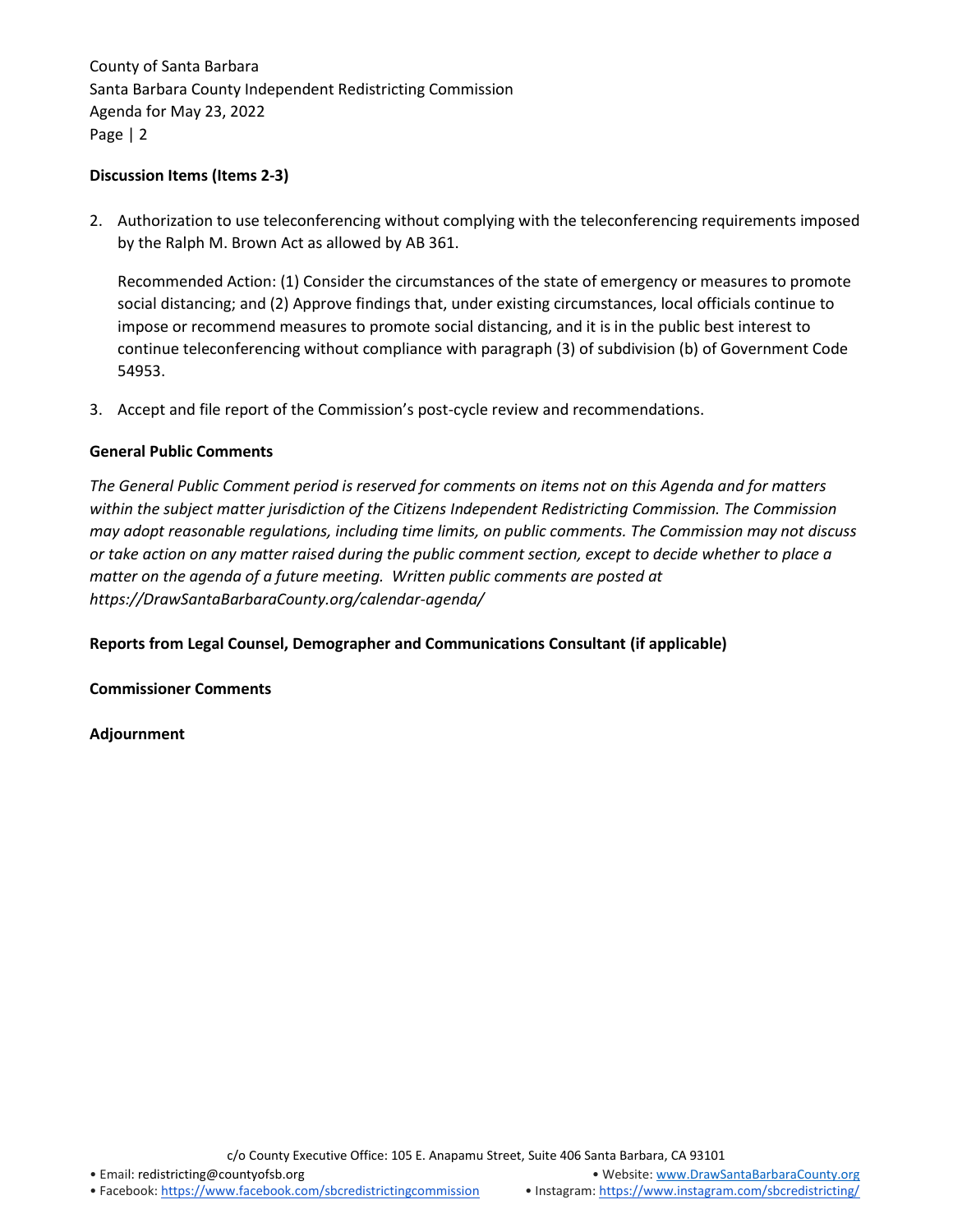**Discussion Items (Items 2-3)**

2. Authorization to use teleconferencing without complying with the teleconferencing requirements imposed by the Ralph M. Brown Act as allowed by AB 361.

   Recommended Action: (1) Consider the circumstances of the state of emergency or measures to promote social distancing; and (2) Approve findings that, under existing circumstances, local officials continue to impose or recommend measures to promote social distancing, and it is in the public best interest to continue teleconferencing without compliance with paragraph (3) of subdivision (b) of Government Code 54953.

3. Accept and file report of the Commission's post-cycle review and recommendations.

**General Public Comments**

*The General Public Comment period is reserved for comments on items not on this Agenda and for matters within the subject matter jurisdiction of the Citizens Independent Redistricting Commission. The Commission may adopt reasonable regulations, including time limits, on public comments. The Commission may not discuss or take action on any matter raised during the public comment section, except to decide whether to place a matter on the agenda of a future meeting. Written public comments are posted at https://DrawSantaBarbaraCounty.org/calendar-agenda/*

**Reports from Legal Counsel, Demographer and Communications Consultant (if applicable)**

**Commissioner Comments**

**Adjournment**

c/o County Executive Office: 105 E. Anapamu Street, Suite 406 Santa Barbara, CA 93101

- Email: redistricting@countyofsb.org
- Website: www.DrawSantaBarbaraCounty.org
- Facebook: https://www.facebook.com/sbcredistrictingcommission
- Instagram: https://www.instagram.com/sbcredistricting/